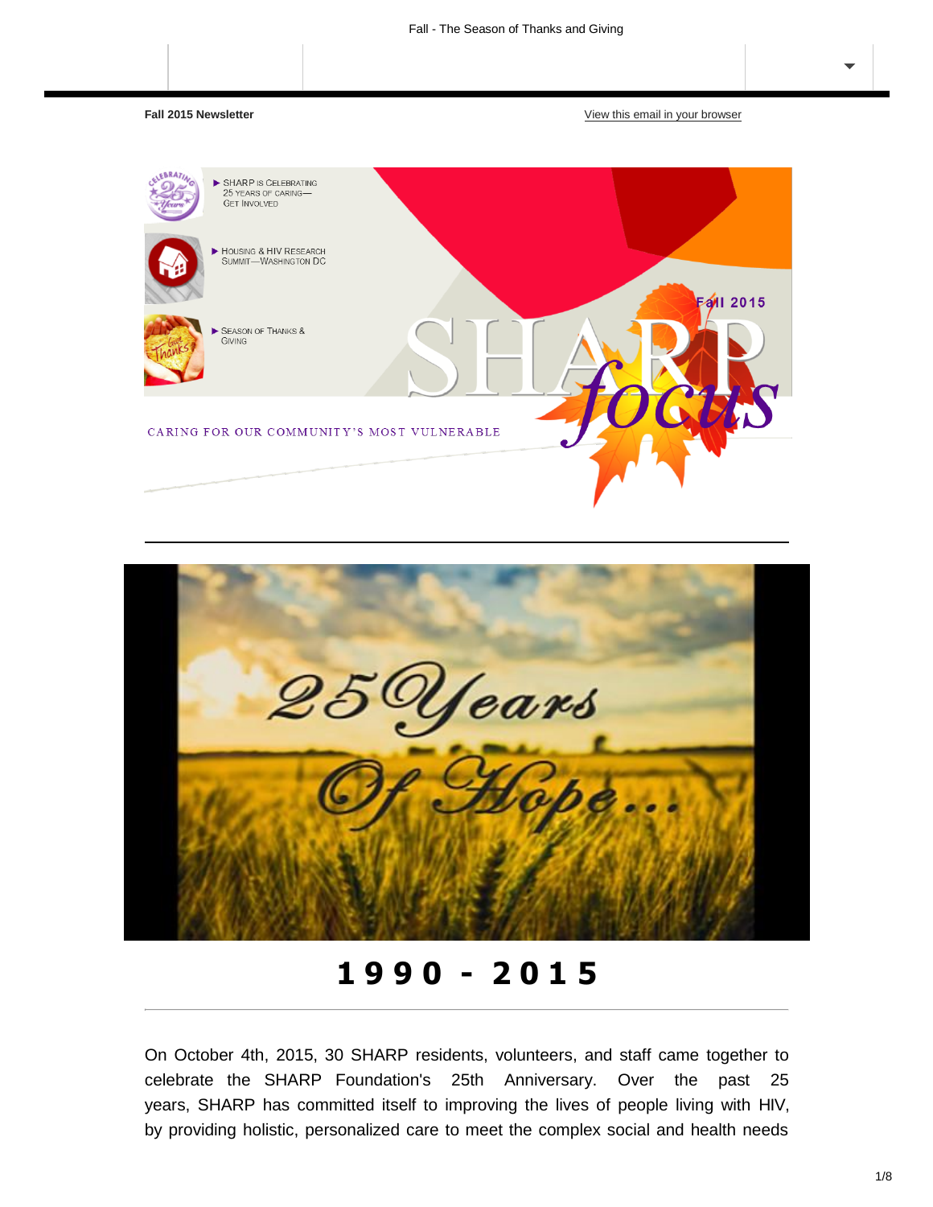Fall 2015 Newsletter

View this email in your browser

▶ SHARP is Celebrating 25 Years of Caring—Get Involved

▶ Housing & HIV Research Summit—Washington DC

▶ Season of Thanks & Giving

Fall 2015

SHARP *focus*

CARING FOR OUR COMMUNITY'S MOST VULNERABLE

25 Years Of Hope...

# 1990 - 2015

On October 4th, 2015, 30 SHARP residents, volunteers, and staff came together to celebrate the SHARP Foundation's 25th Anniversary. Over the past 25 years, SHARP has committed itself to improving the lives of people living with HIV, by providing holistic, personalized care to meet the complex social and health needs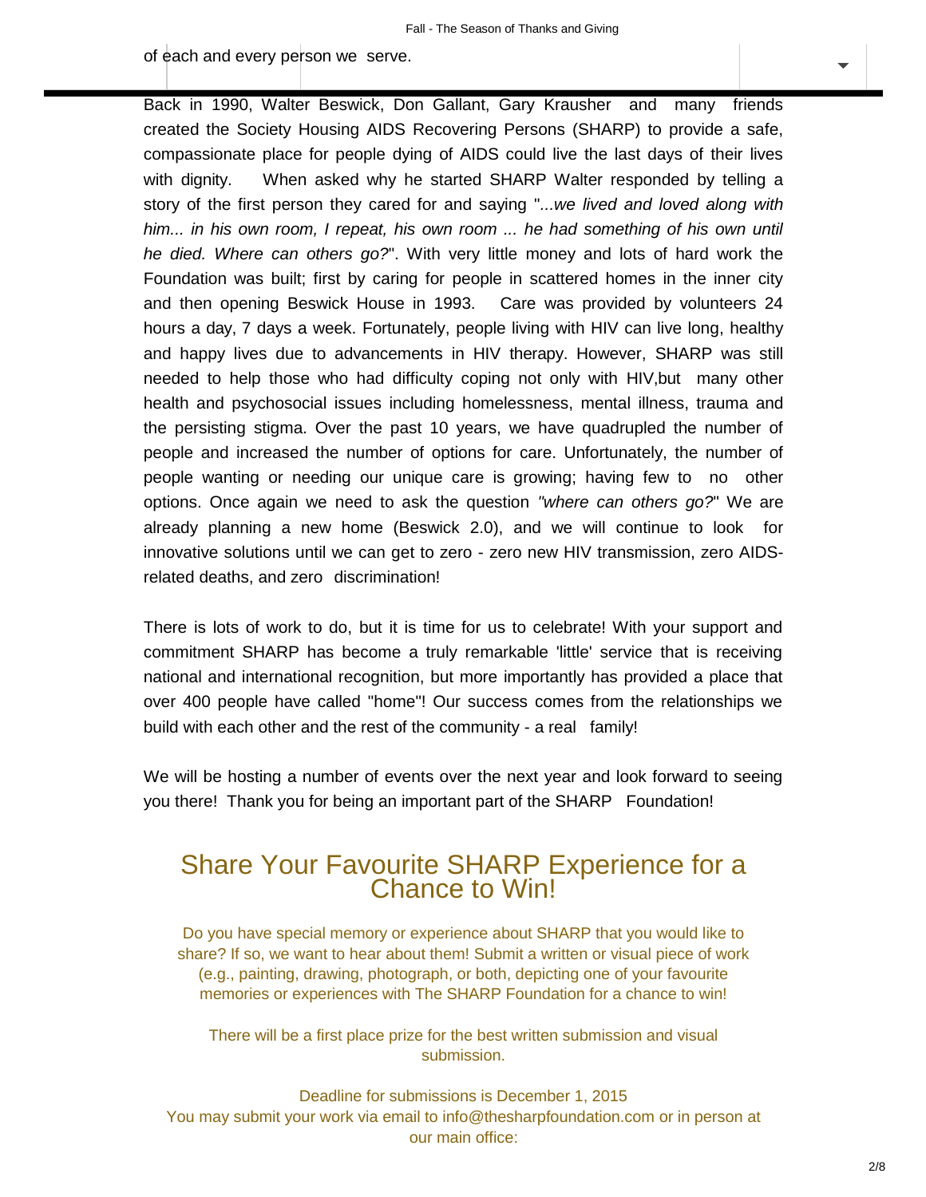of each and every person we serve.

Back in 1990, Walter Beswick, Don Gallant, Gary Krausher and many friends created the Society Housing AIDS Recovering Persons (SHARP) to provide a safe, compassionate place for people dying of AIDS could live the last days of their lives with dignity. When asked why he started SHARP Walter responded by telling a story of the first person they cared for and saying "*...we lived and loved along with him... in his own room, I repeat, his own room ... he had something of his own until he died. Where can others go?*". With very little money and lots of hard work the Foundation was built; first by caring for people in scattered homes in the inner city and then opening Beswick House in 1993. Care was provided by volunteers 24 hours a day, 7 days a week. Fortunately, people living with HIV can live long, healthy and happy lives due to advancements in HIV therapy. However, SHARP was still needed to help those who had difficulty coping not only with HIV,but many other health and psychosocial issues including homelessness, mental illness, trauma and the persisting stigma. Over the past 10 years, we have quadrupled the number of people and increased the number of options for care. Unfortunately, the number of people wanting or needing our unique care is growing; having few to no other options. Once again we need to ask the question *"where can others go?"* We are already planning a new home (Beswick 2.0), and we will continue to look for innovative solutions until we can get to zero - zero new HIV transmission, zero AIDS-related deaths, and zero discrimination!

There is lots of work to do, but it is time for us to celebrate! With your support and commitment SHARP has become a truly remarkable 'little' service that is receiving national and international recognition, but more importantly has provided a place that over 400 people have called "home"! Our success comes from the relationships we build with each other and the rest of the community - a real family!

We will be hosting a number of events over the next year and look forward to seeing you there! Thank you for being an important part of the SHARP Foundation!

## Share Your Favourite SHARP Experience for a Chance to Win!

Do you have special memory or experience about SHARP that you would like to share? If so, we want to hear about them! Submit a written or visual piece of work (e.g., painting, drawing, photograph, or both, depicting one of your favourite memories or experiences with The SHARP Foundation for a chance to win!

There will be a first place prize for the best written submission and visual submission.

Deadline for submissions is December 1, 2015
You may submit your work via email to info@thesharpfoundation.com or in person at our main office: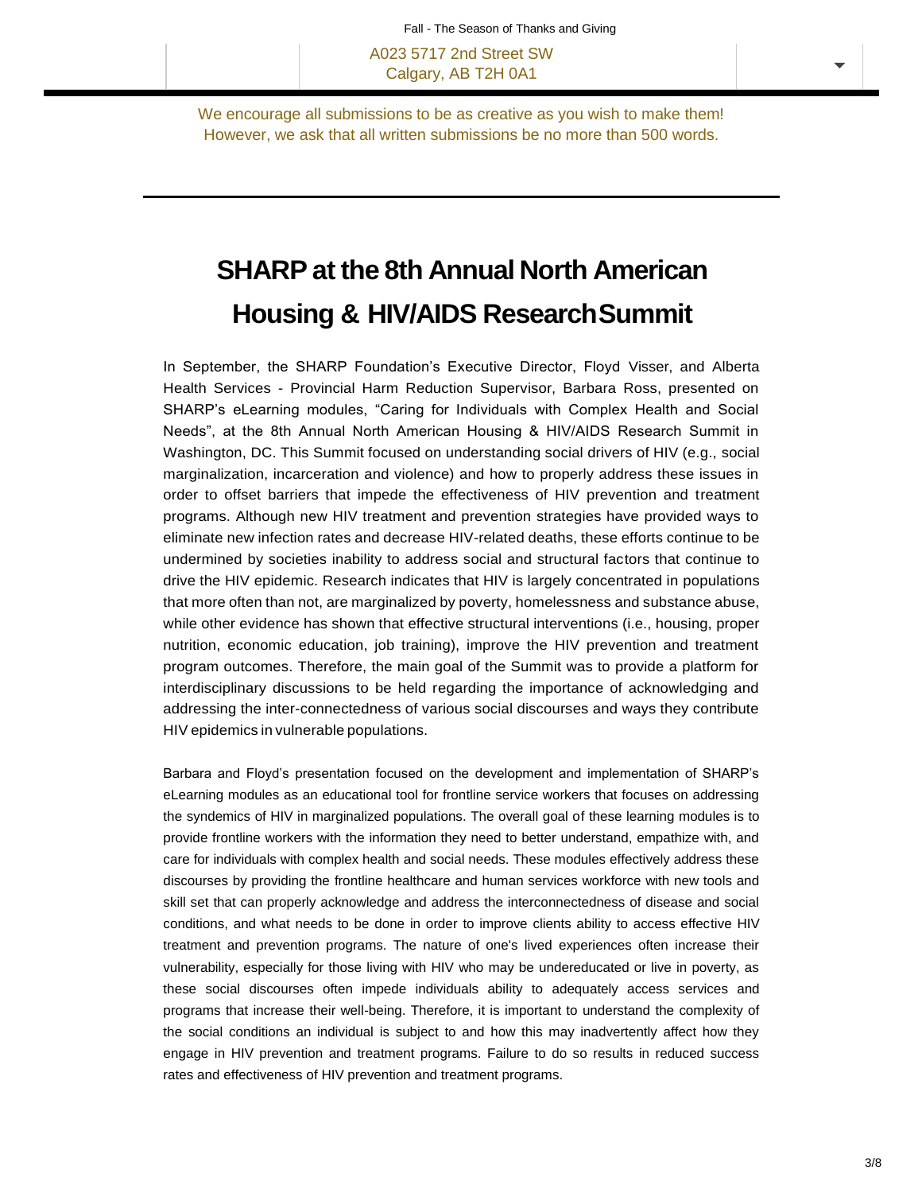Fall - The Season of Thanks and Giving

A023 5717 2nd Street SW
Calgary, AB T2H 0A1

We encourage all submissions to be as creative as you wish to make them! However, we ask that all written submissions be no more than 500 words.

---

# SHARP at the 8th Annual North American Housing & HIV/AIDS Research Summit

In September, the SHARP Foundation's Executive Director, Floyd Visser, and Alberta Health Services - Provincial Harm Reduction Supervisor, Barbara Ross, presented on SHARP's eLearning modules, "Caring for Individuals with Complex Health and Social Needs", at the 8th Annual North American Housing & HIV/AIDS Research Summit in Washington, DC. This Summit focused on understanding social drivers of HIV (e.g., social marginalization, incarceration and violence) and how to properly address these issues in order to offset barriers that impede the effectiveness of HIV prevention and treatment programs. Although new HIV treatment and prevention strategies have provided ways to eliminate new infection rates and decrease HIV-related deaths, these efforts continue to be undermined by societies inability to address social and structural factors that continue to drive the HIV epidemic. Research indicates that HIV is largely concentrated in populations that more often than not, are marginalized by poverty, homelessness and substance abuse, while other evidence has shown that effective structural interventions (i.e., housing, proper nutrition, economic education, job training), improve the HIV prevention and treatment program outcomes. Therefore, the main goal of the Summit was to provide a platform for interdisciplinary discussions to be held regarding the importance of acknowledging and addressing the inter-connectedness of various social discourses and ways they contribute HIV epidemics in vulnerable populations.

Barbara and Floyd's presentation focused on the development and implementation of SHARP's eLearning modules as an educational tool for frontline service workers that focuses on addressing the syndemics of HIV in marginalized populations. The overall goal of these learning modules is to provide frontline workers with the information they need to better understand, empathize with, and care for individuals with complex health and social needs. These modules effectively address these discourses by providing the frontline healthcare and human services workforce with new tools and skill set that can properly acknowledge and address the interconnectedness of disease and social conditions, and what needs to be done in order to improve clients ability to access effective HIV treatment and prevention programs. The nature of one's lived experiences often increase their vulnerability, especially for those living with HIV who may be undereducated or live in poverty, as these social discourses often impede individuals ability to adequately access services and programs that increase their well-being. Therefore, it is important to understand the complexity of the social conditions an individual is subject to and how this may inadvertently affect how they engage in HIV prevention and treatment programs. Failure to do so results in reduced success rates and effectiveness of HIV prevention and treatment programs.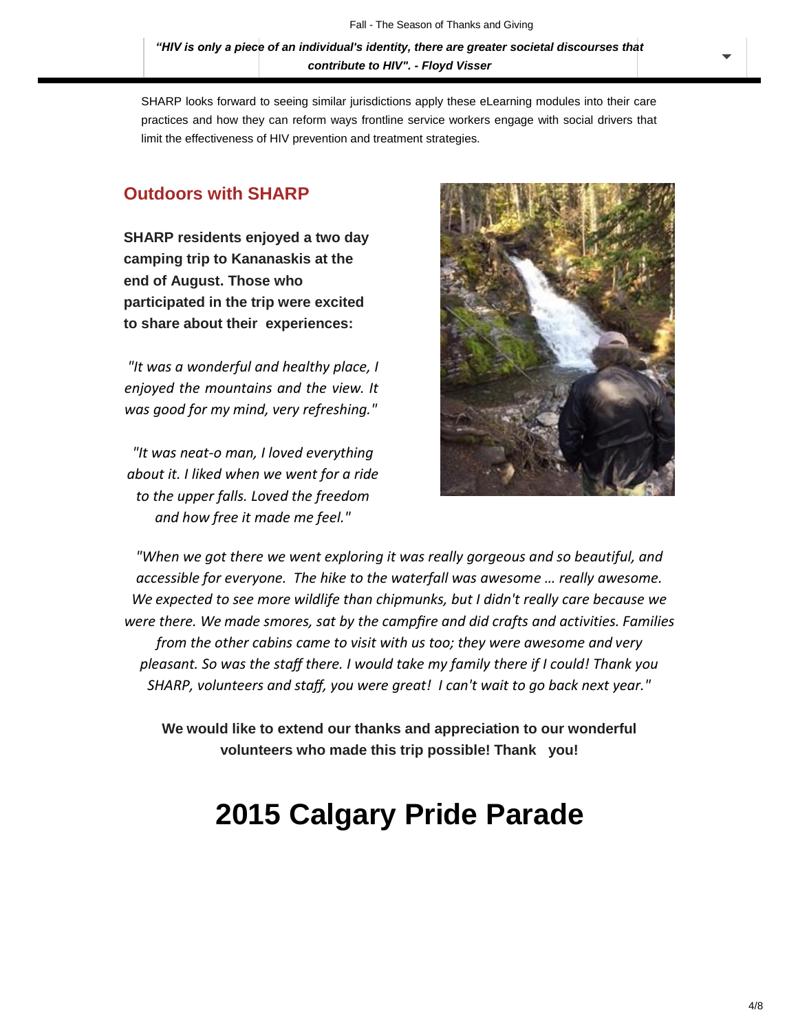SHARP looks forward to seeing similar jurisdictions apply these eLearning modules into their care practices and how they can reform ways frontline service workers engage with social drivers that limit the effectiveness of HIV prevention and treatment strategies.

## Outdoors with SHARP

**SHARP residents enjoyed a two day camping trip to Kananaskis at the end of August. Those who participated in the trip were excited to share about their experiences:**

*"It was a wonderful and healthy place, I enjoyed the mountains and the view. It was good for my mind, very refreshing."*

*"It was neat-o man, I loved everything about it. I liked when we went for a ride to the upper falls. Loved the freedom and how free it made me feel."*

*"When we got there we went exploring it was really gorgeous and so beautiful, and accessible for everyone. The hike to the waterfall was awesome … really awesome. We expected to see more wildlife than chipmunks, but I didn't really care because we were there. We made smores, sat by the campfire and did crafts and activities. Families from the other cabins came to visit with us too; they were awesome and very pleasant. So was the staff there. I would take my family there if I could! Thank you SHARP, volunteers and staff, you were great! I can't wait to go back next year."*

**We would like to extend our thanks and appreciation to our wonderful volunteers who made this trip possible! Thank you!**

# 2015 Calgary Pride Parade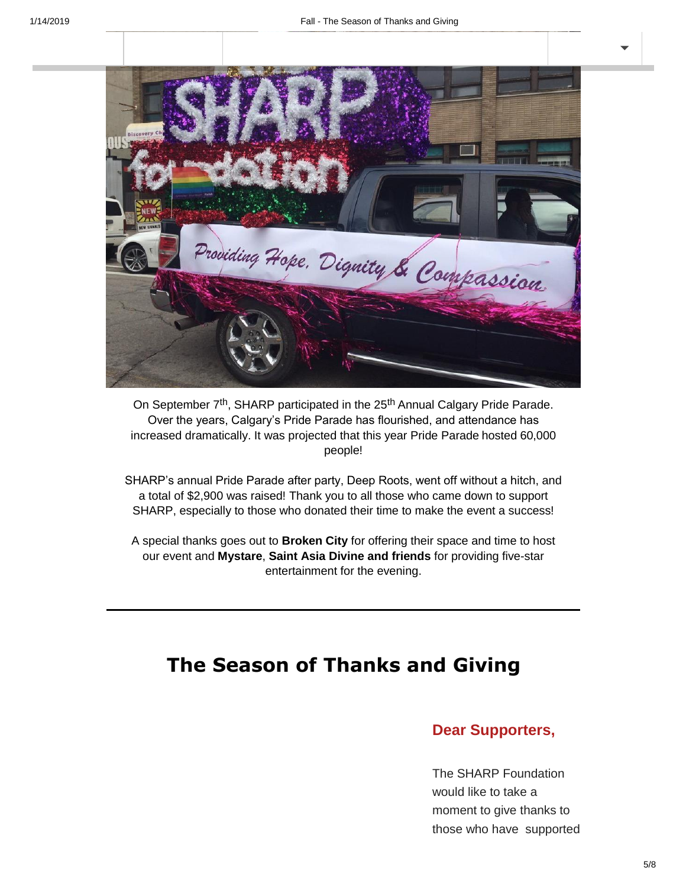On September 7th, SHARP participated in the 25th Annual Calgary Pride Parade. Over the years, Calgary's Pride Parade has flourished, and attendance has increased dramatically. It was projected that this year Pride Parade hosted 60,000 people!

SHARP's annual Pride Parade after party, Deep Roots, went off without a hitch, and a total of $2,900 was raised! Thank you to all those who came down to support SHARP, especially to those who donated their time to make the event a success!

A special thanks goes out to **Broken City** for offering their space and time to host our event and **Mystare**, **Saint Asia Divine and friends** for providing five-star entertainment for the evening.

---

# The Season of Thanks and Giving

### Dear Supporters,

The SHARP Foundation would like to take a moment to give thanks to those who have supported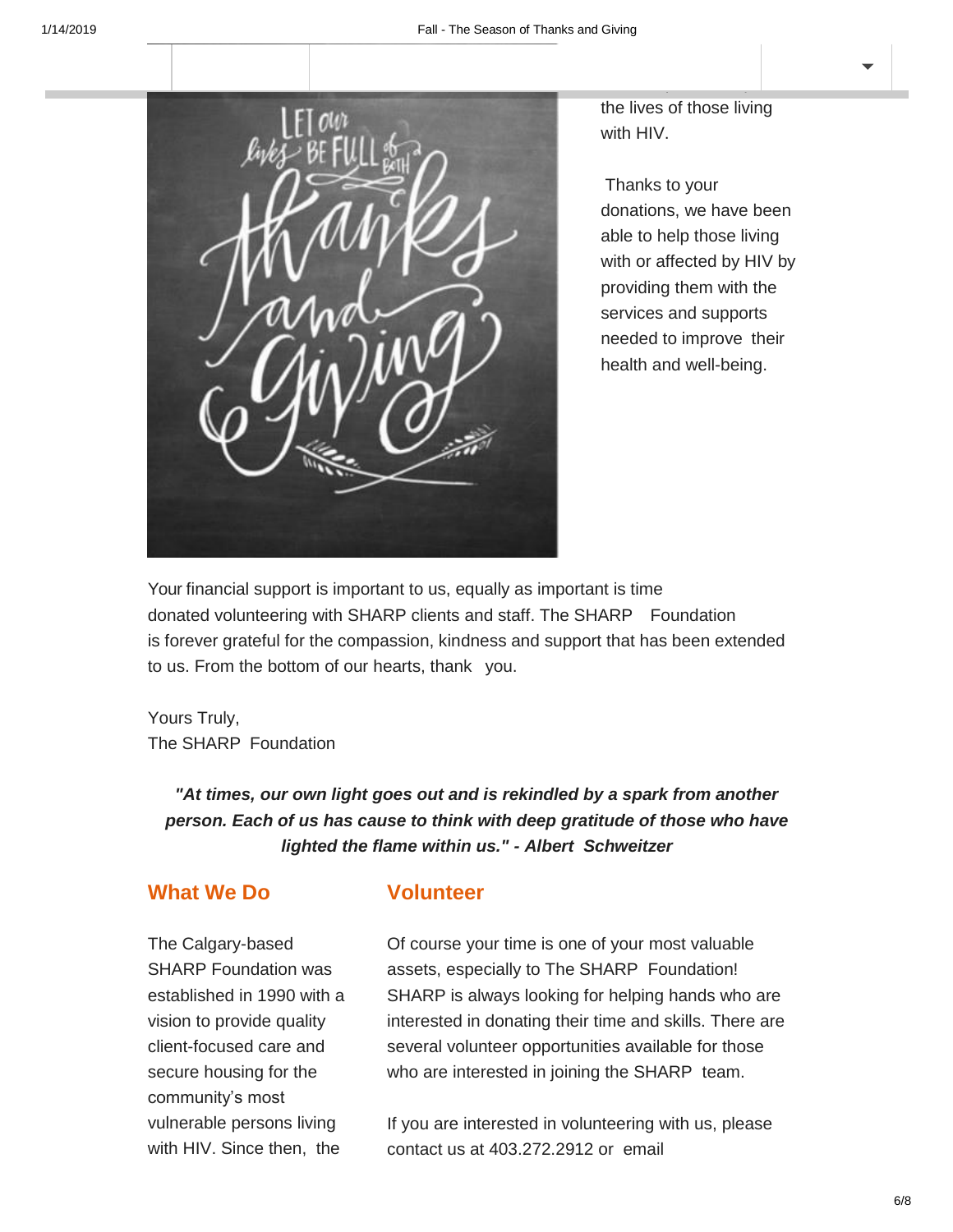the lives of those living with HIV.

Thanks to your donations, we have been able to help those living with or affected by HIV by providing them with the services and supports needed to improve their health and well-being.

Your financial support is important to us, equally as important is time donated volunteering with SHARP clients and staff. The SHARP Foundation is forever grateful for the compassion, kindness and support that has been extended to us. From the bottom of our hearts, thank you.

Yours Truly,
The SHARP Foundation

***"At times, our own light goes out and is rekindled by a spark from another person. Each of us has cause to think with deep gratitude of those who have lighted the flame within us." - Albert Schweitzer***

## What We Do

The Calgary-based SHARP Foundation was established in 1990 with a vision to provide quality client-focused care and secure housing for the community's most vulnerable persons living with HIV. Since then, the

## Volunteer

Of course your time is one of your most valuable assets, especially to The SHARP Foundation! SHARP is always looking for helping hands who are interested in donating their time and skills. There are several volunteer opportunities available for those who are interested in joining the SHARP team.

If you are interested in volunteering with us, please contact us at 403.272.2912 or email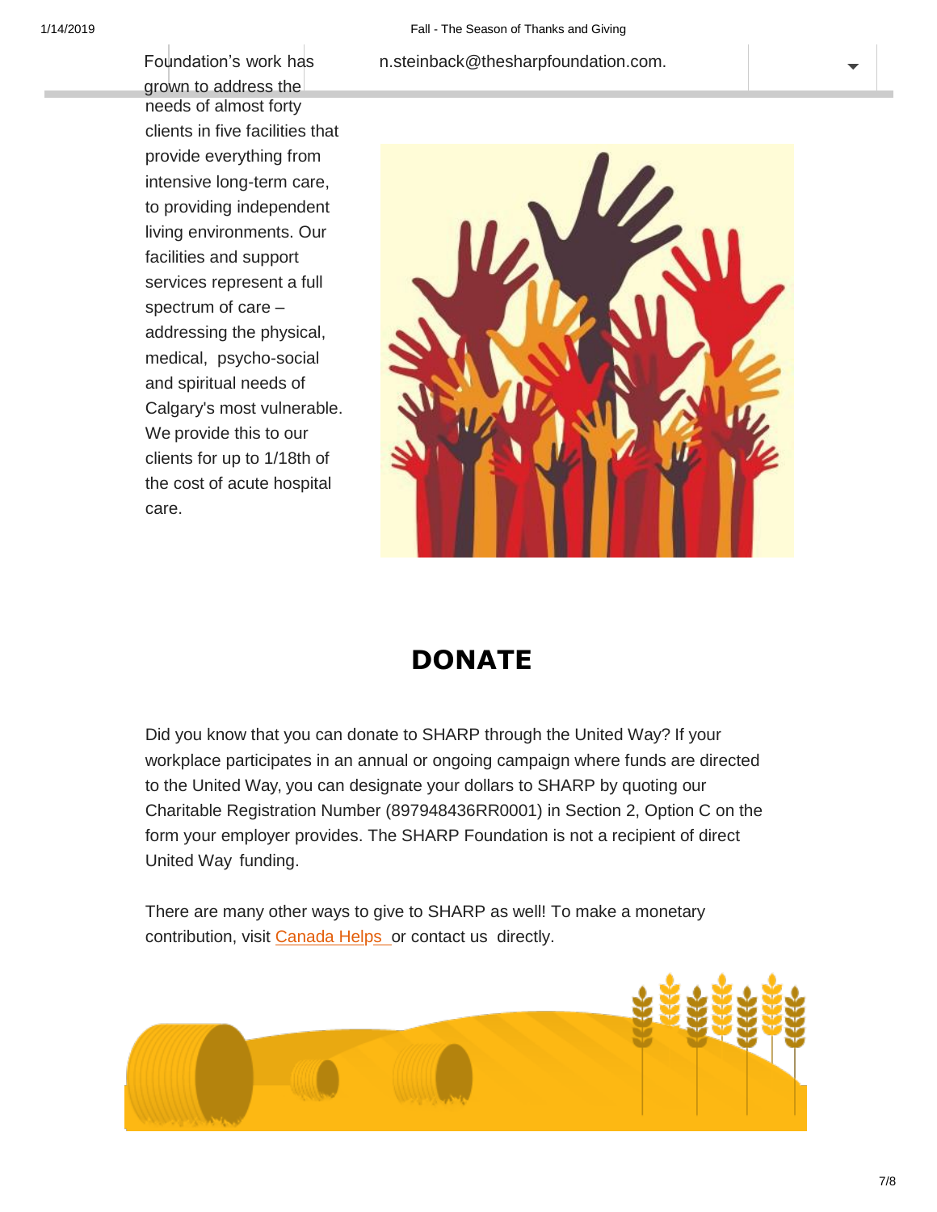Foundation's work has grown to address the needs of almost forty clients in five facilities that provide everything from intensive long-term care, to providing independent living environments. Our facilities and support services represent a full spectrum of care – addressing the physical, medical, psycho-social and spiritual needs of Calgary's most vulnerable. We provide this to our clients for up to 1/18th of the cost of acute hospital care.

n.steinback@thesharpfoundation.com.

# DONATE

Did you know that you can donate to SHARP through the United Way? If your workplace participates in an annual or ongoing campaign where funds are directed to the United Way, you can designate your dollars to SHARP by quoting our Charitable Registration Number (897948436RR0001) in Section 2, Option C on the form your employer provides. The SHARP Foundation is not a recipient of direct United Way funding.

There are many other ways to give to SHARP as well! To make a monetary contribution, visit Canada Helps or contact us directly.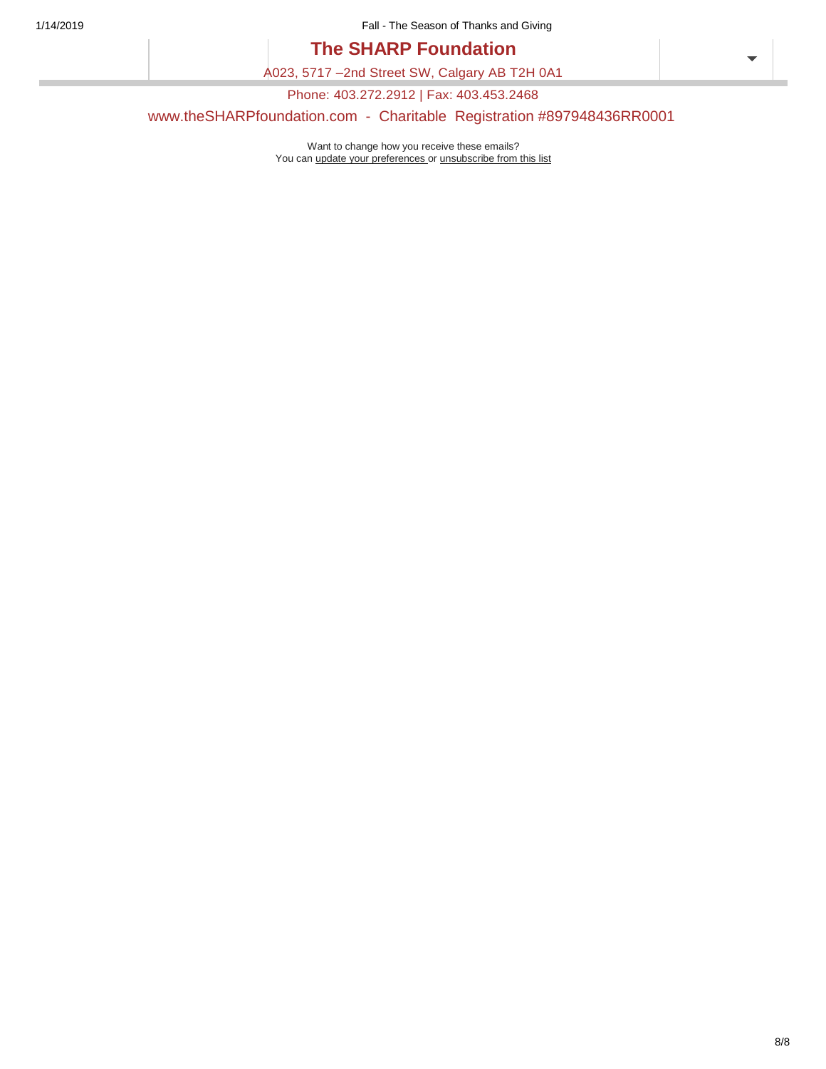**The SHARP Foundation**

A023, 5717 –2nd Street SW, Calgary AB T2H 0A1

Phone: 403.272.2912 | Fax: 403.453.2468

www.theSHARPfoundation.com - Charitable Registration #897948436RR0001

Want to change how you receive these emails?
You can update your preferences or unsubscribe from this list